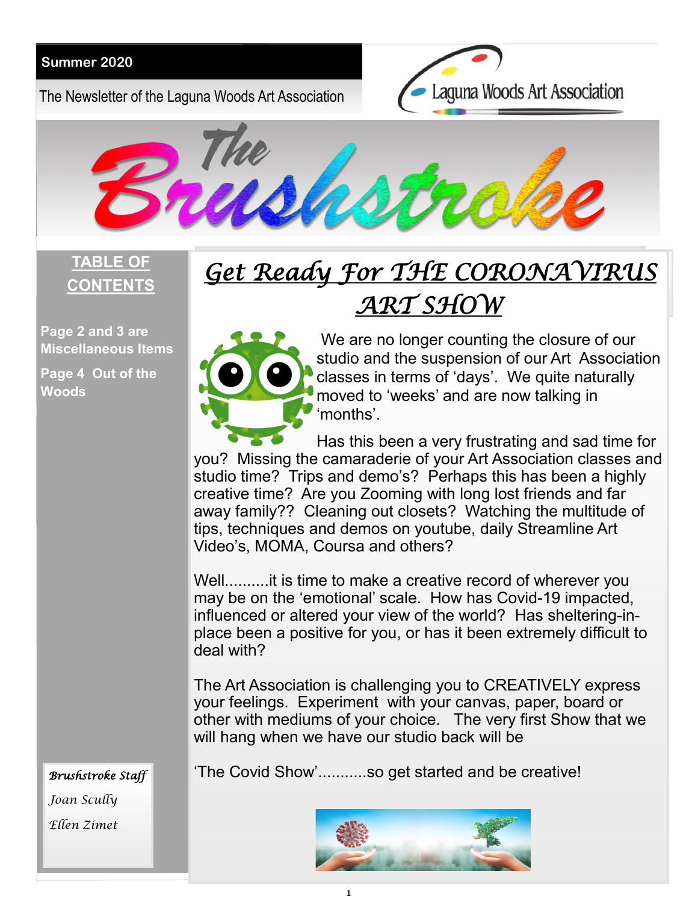**Summer 2020**

The Newsletter of the Laguna Woods Art Association

Laguna Woods Art Association

# The Brushstroke

**TABLE OF CONTENTS**

**Page 2 and 3 are Miscellaneous Items**

**Page 4 Out of the Woods**

## *Get Ready For THE CORONAVIRUS ART SHOW*

We are no longer counting the closure of our studio and the suspension of our Art Association classes in terms of 'days'. We quite naturally moved to 'weeks' and are now talking in 'months'.

Has this been a very frustrating and sad time for you? Missing the camaraderie of your Art Association classes and studio time? Trips and demo's? Perhaps this has been a highly creative time? Are you Zooming with long lost friends and far away family?? Cleaning out closets? Watching the multitude of tips, techniques and demos on youtube, daily Streamline Art Video's, MOMA, Coursa and others?

Well..........it is time to make a creative record of wherever you may be on the 'emotional' scale. How has Covid-19 impacted, influenced or altered your view of the world? Has sheltering-in-place been a positive for you, or has it been extremely difficult to deal with?

The Art Association is challenging you to CREATIVELY express your feelings. Experiment with your canvas, paper, board or other with mediums of your choice. The very first Show that we will hang when we have our studio back will be

'The Covid Show'...........so get started and be creative!

*Brushstroke Staff*

*Joan Scully*

*Ellen Zimet*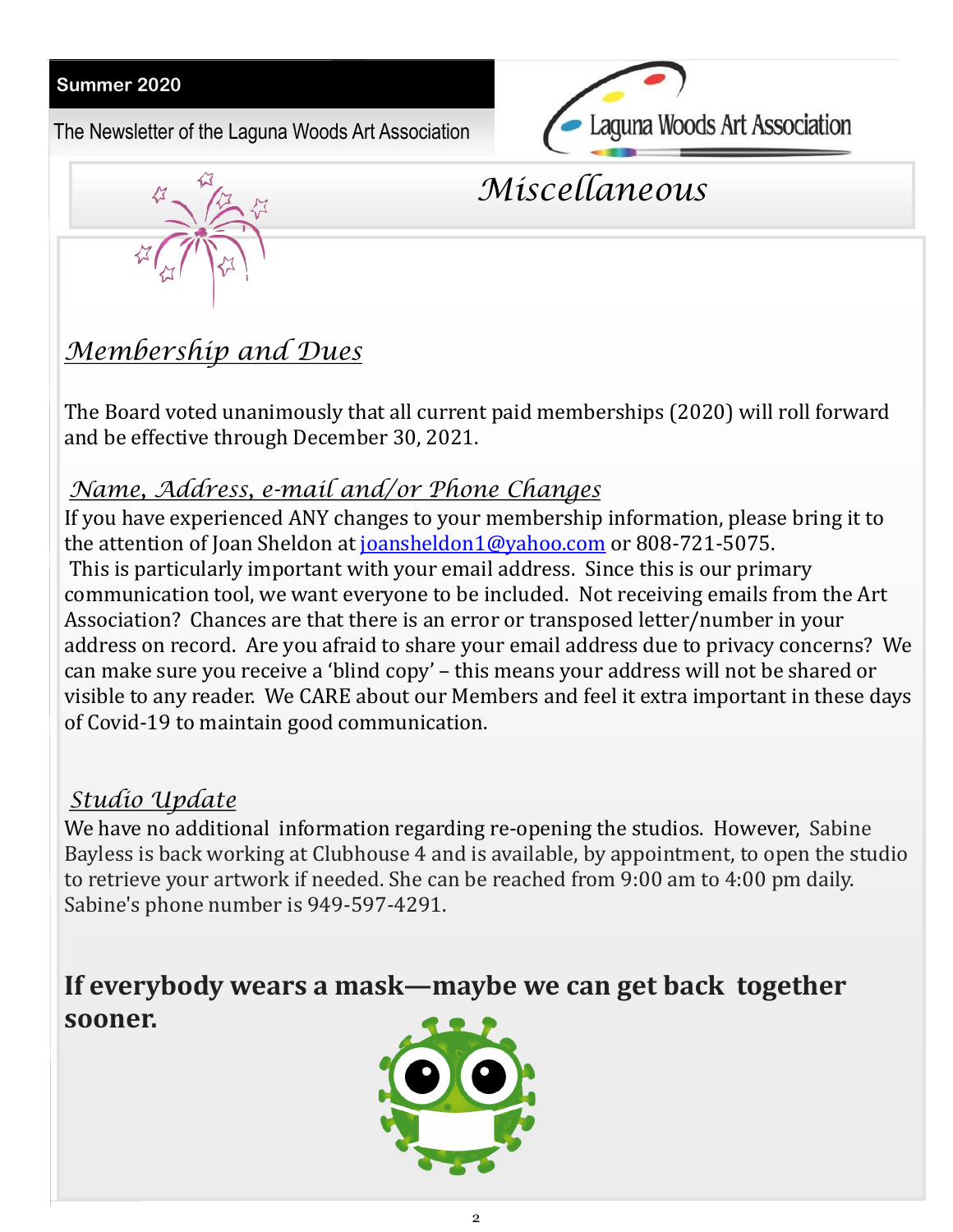Summer 2020

The Newsletter of the Laguna Woods Art Association

# *Miscellaneous*

## *Membership and Dues*

The Board voted unanimously that all current paid memberships (2020) will roll forward and be effective through December 30, 2021.

## *Name, Address, e-mail and/or Phone Changes*

If you have experienced ANY changes to your membership information, please bring it to the attention of Joan Sheldon at joansheldon1@yahoo.com or 808-721-5075.

This is particularly important with your email address. Since this is our primary communication tool, we want everyone to be included. Not receiving emails from the Art Association? Chances are that there is an error or transposed letter/number in your address on record. Are you afraid to share your email address due to privacy concerns? We can make sure you receive a 'blind copy' – this means your address will not be shared or visible to any reader. We CARE about our Members and feel it extra important in these days of Covid-19 to maintain good communication.

## *Studio Update*

We have no additional information regarding re-opening the studios. However, Sabine Bayless is back working at Clubhouse 4 and is available, by appointment, to open the studio to retrieve your artwork if needed. She can be reached from 9:00 am to 4:00 pm daily. Sabine's phone number is 949-597-4291.

**If everybody wears a mask—maybe we can get back together sooner.**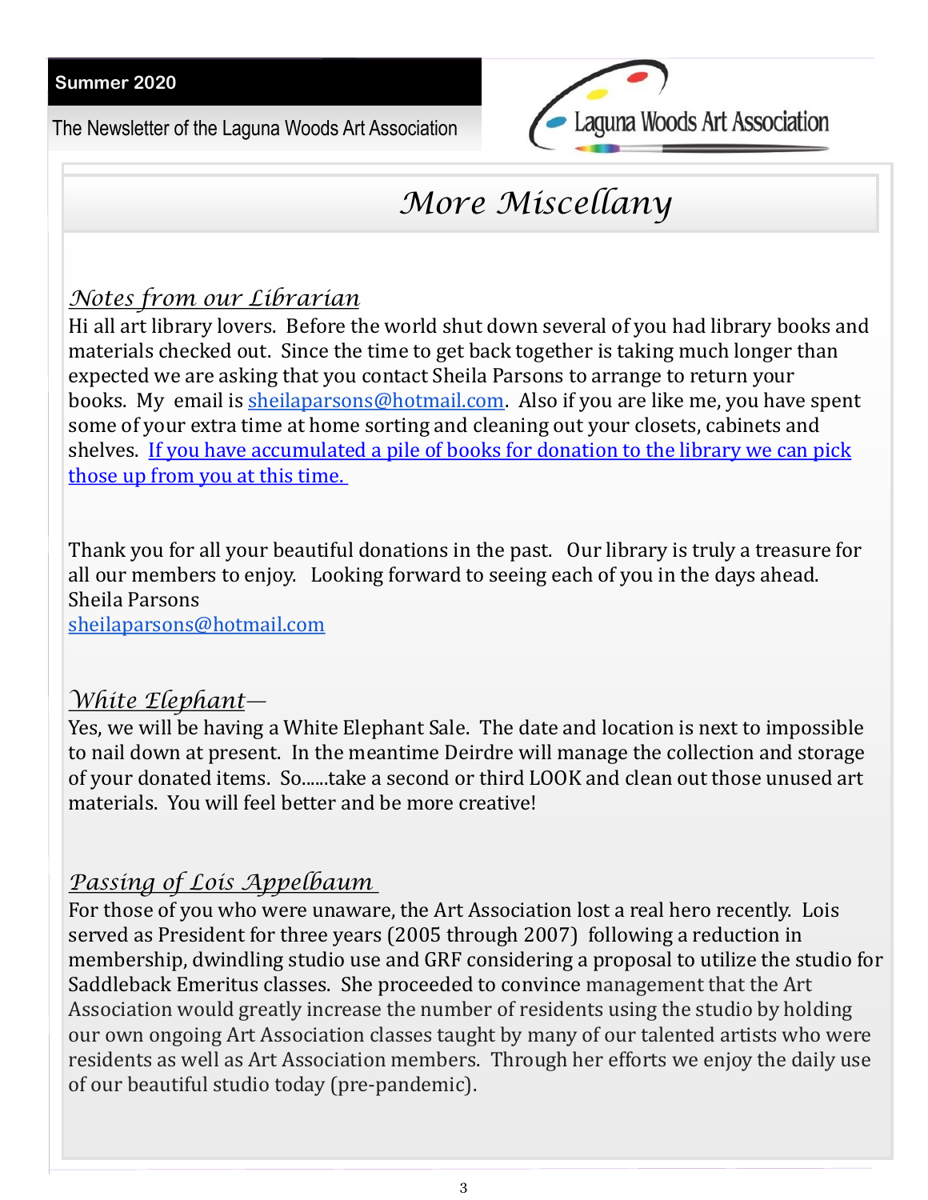# More Miscellany

## *Notes from our Librarian*

Hi all art library lovers. Before the world shut down several of you had library books and materials checked out. Since the time to get back together is taking much longer than expected we are asking that you contact Sheila Parsons to arrange to return your books. My email is sheilaparsons@hotmail.com. Also if you are like me, you have spent some of your extra time at home sorting and cleaning out your closets, cabinets and shelves. If you have accumulated a pile of books for donation to the library we can pick those up from you at this time.

Thank you for all your beautiful donations in the past. Our library is truly a treasure for all our members to enjoy. Looking forward to seeing each of you in the days ahead.
Sheila Parsons
sheilaparsons@hotmail.com

## *White Elephant*—

Yes, we will be having a White Elephant Sale. The date and location is next to impossible to nail down at present. In the meantime Deirdre will manage the collection and storage of your donated items. So......take a second or third LOOK and clean out those unused art materials. You will feel better and be more creative!

## *Passing of Lois Appelbaum*

For those of you who were unaware, the Art Association lost a real hero recently. Lois served as President for three years (2005 through 2007) following a reduction in membership, dwindling studio use and GRF considering a proposal to utilize the studio for Saddleback Emeritus classes. She proceeded to convince management that the Art Association would greatly increase the number of residents using the studio by holding our own ongoing Art Association classes taught by many of our talented artists who were residents as well as Art Association members. Through her efforts we enjoy the daily use of our beautiful studio today (pre-pandemic).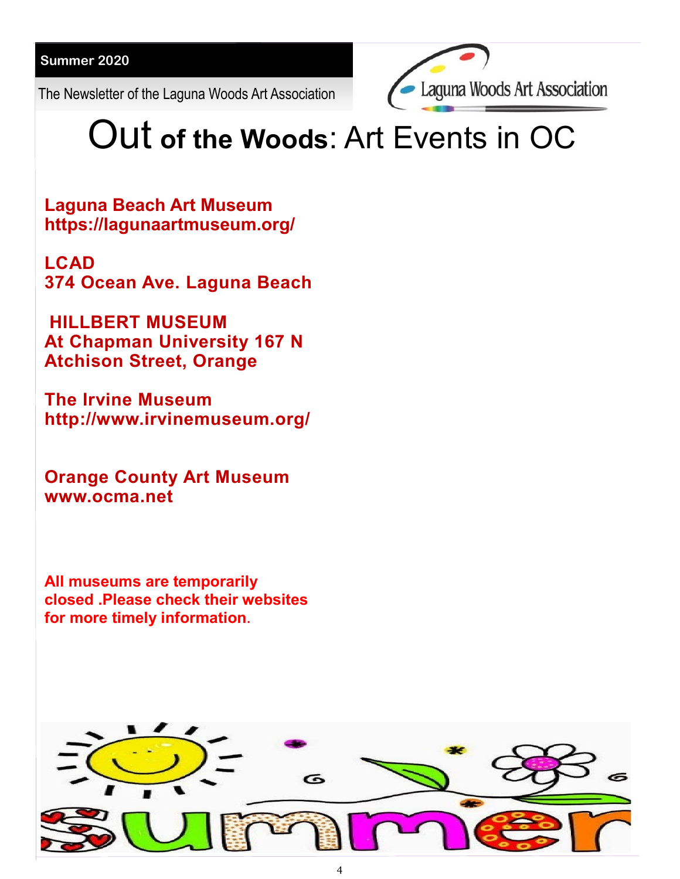Summer 2020

The Newsletter of the Laguna Woods Art Association

# Out of the Woods: Art Events in OC

**Laguna Beach Art Museum**
**https://lagunaartmuseum.org/**

**LCAD**
**374 Ocean Ave. Laguna Beach**

**HILLBERT MUSEUM**
**At Chapman University 167 N Atchison Street, Orange**

**The Irvine Museum**
**http://www.irvinemuseum.org/**

**Orange County Art Museum**
**www.ocma.net**

**All museums are temporarily closed .Please check their websites for more timely information.**